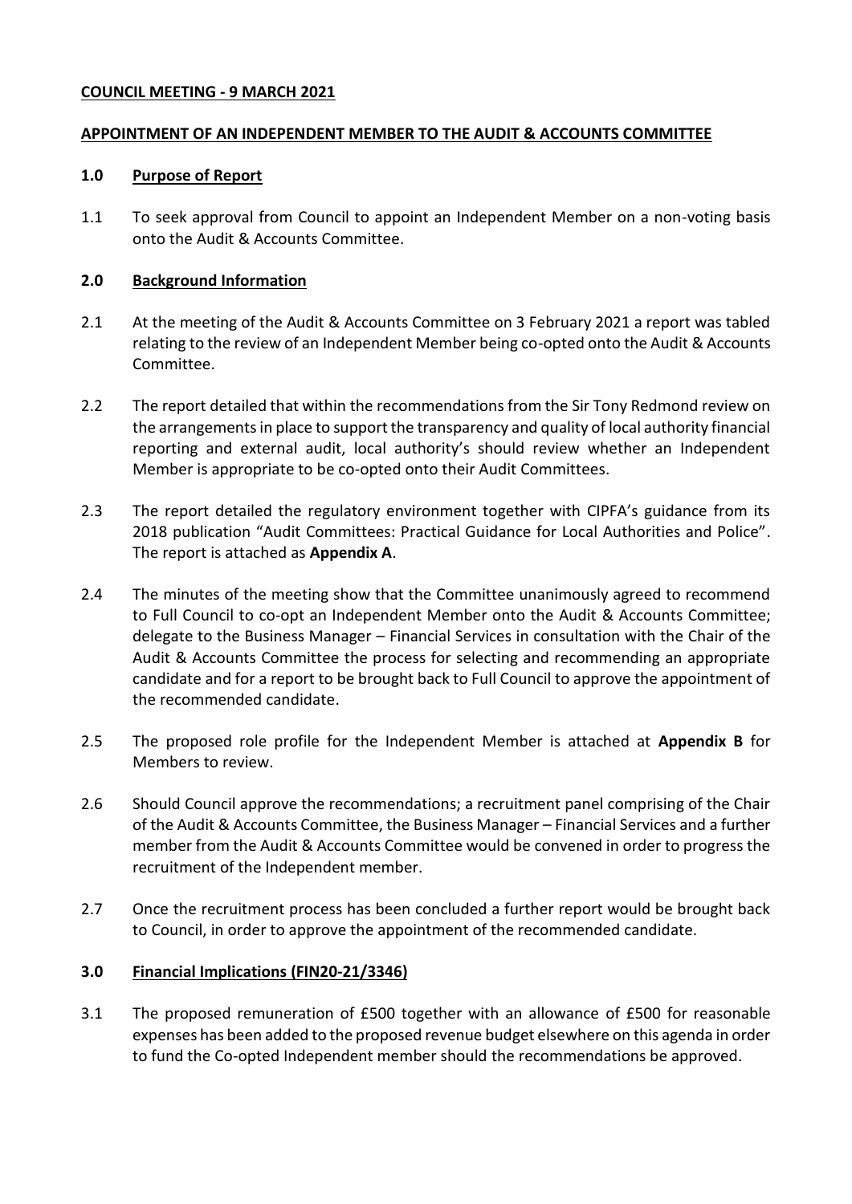**COUNCIL MEETING - 9 MARCH 2021**

**APPOINTMENT OF AN INDEPENDENT MEMBER TO THE AUDIT & ACCOUNTS COMMITTEE**

**1.0 Purpose of Report**

1.1 To seek approval from Council to appoint an Independent Member on a non-voting basis onto the Audit & Accounts Committee.

**2.0 Background Information**

2.1 At the meeting of the Audit & Accounts Committee on 3 February 2021 a report was tabled relating to the review of an Independent Member being co-opted onto the Audit & Accounts Committee.

2.2 The report detailed that within the recommendations from the Sir Tony Redmond review on the arrangements in place to support the transparency and quality of local authority financial reporting and external audit, local authority's should review whether an Independent Member is appropriate to be co-opted onto their Audit Committees.

2.3 The report detailed the regulatory environment together with CIPFA's guidance from its 2018 publication "Audit Committees: Practical Guidance for Local Authorities and Police". The report is attached as **Appendix A**.

2.4 The minutes of the meeting show that the Committee unanimously agreed to recommend to Full Council to co-opt an Independent Member onto the Audit & Accounts Committee; delegate to the Business Manager – Financial Services in consultation with the Chair of the Audit & Accounts Committee the process for selecting and recommending an appropriate candidate and for a report to be brought back to Full Council to approve the appointment of the recommended candidate.

2.5 The proposed role profile for the Independent Member is attached at **Appendix B** for Members to review.

2.6 Should Council approve the recommendations; a recruitment panel comprising of the Chair of the Audit & Accounts Committee, the Business Manager – Financial Services and a further member from the Audit & Accounts Committee would be convened in order to progress the recruitment of the Independent member.

2.7 Once the recruitment process has been concluded a further report would be brought back to Council, in order to approve the appointment of the recommended candidate.

**3.0 Financial Implications (FIN20-21/3346)**

3.1 The proposed remuneration of £500 together with an allowance of £500 for reasonable expenses has been added to the proposed revenue budget elsewhere on this agenda in order to fund the Co-opted Independent member should the recommendations be approved.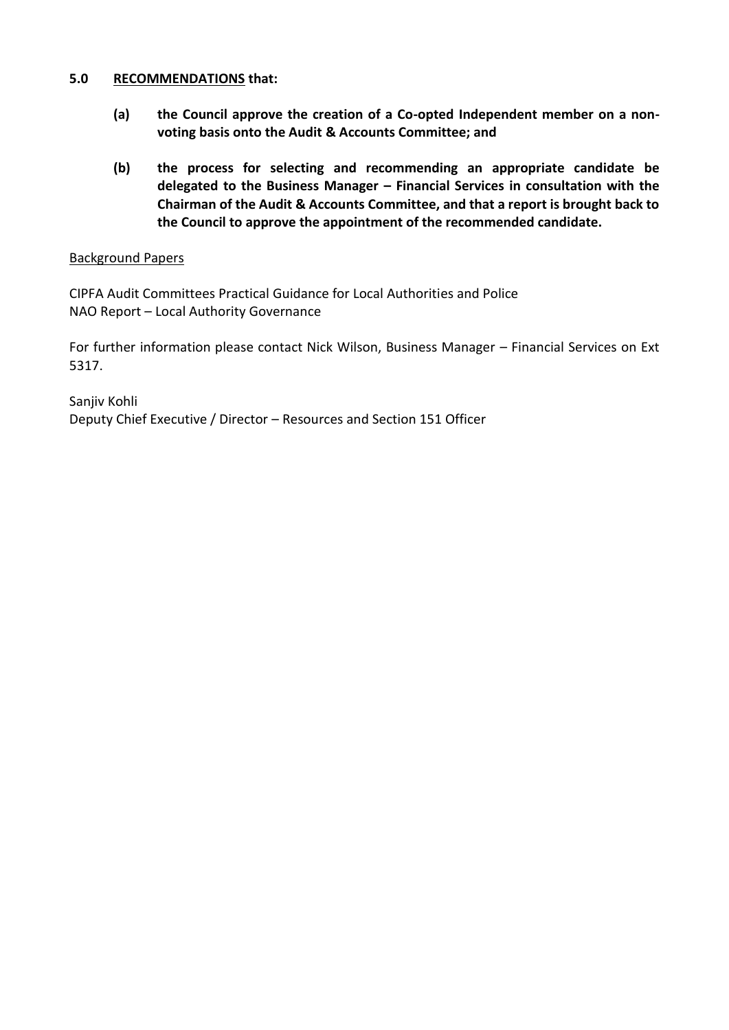## 5.0 RECOMMENDATIONS that:

**(a) the Council approve the creation of a Co-opted Independent member on a non-voting basis onto the Audit & Accounts Committee; and**

**(b) the process for selecting and recommending an appropriate candidate be delegated to the Business Manager – Financial Services in consultation with the Chairman of the Audit & Accounts Committee, and that a report is brought back to the Council to approve the appointment of the recommended candidate.**

Background Papers

CIPFA Audit Committees Practical Guidance for Local Authorities and Police
NAO Report – Local Authority Governance

For further information please contact Nick Wilson, Business Manager – Financial Services on Ext 5317.

Sanjiv Kohli
Deputy Chief Executive / Director – Resources and Section 151 Officer